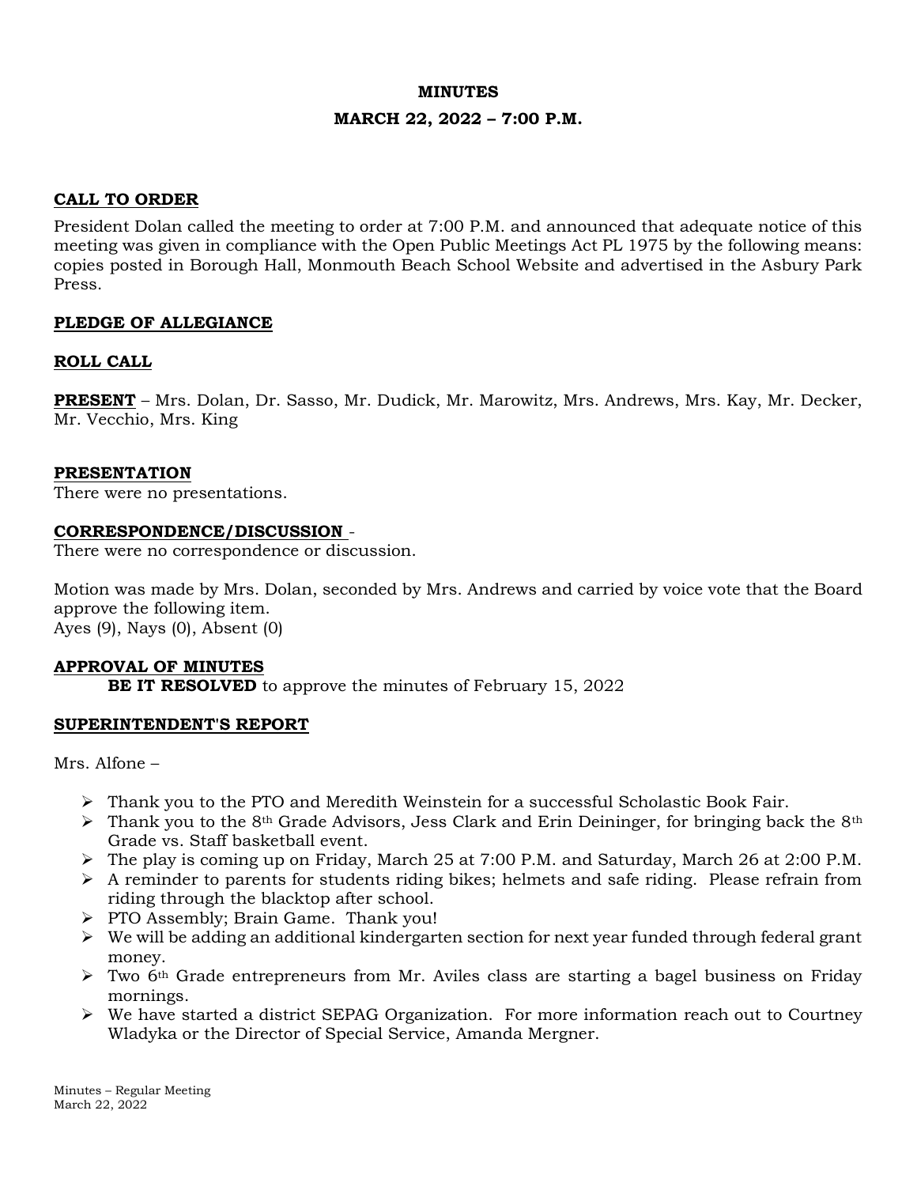# MINUTES

## MARCH 22, 2022 – 7:00 P.M.

**CALL TO ORDER**

President Dolan called the meeting to order at 7:00 P.M. and announced that adequate notice of this meeting was given in compliance with the Open Public Meetings Act PL 1975 by the following means: copies posted in Borough Hall, Monmouth Beach School Website and advertised in the Asbury Park Press.

**PLEDGE OF ALLEGIANCE**

**ROLL CALL**

**PRESENT** – Mrs. Dolan, Dr. Sasso, Mr. Dudick, Mr. Marowitz, Mrs. Andrews, Mrs. Kay, Mr. Decker, Mr. Vecchio, Mrs. King

**PRESENTATION**

There were no presentations.

**CORRESPONDENCE/DISCUSSION** -

There were no correspondence or discussion.

Motion was made by Mrs. Dolan, seconded by Mrs. Andrews and carried by voice vote that the Board approve the following item.
Ayes (9), Nays (0), Absent (0)

**APPROVAL OF MINUTES**

**BE IT RESOLVED** to approve the minutes of February 15, 2022

**SUPERINTENDENT'S REPORT**

Mrs. Alfone –

- Thank you to the PTO and Meredith Weinstein for a successful Scholastic Book Fair.
- Thank you to the 8th Grade Advisors, Jess Clark and Erin Deininger, for bringing back the 8th Grade vs. Staff basketball event.
- The play is coming up on Friday, March 25 at 7:00 P.M. and Saturday, March 26 at 2:00 P.M.
- A reminder to parents for students riding bikes; helmets and safe riding. Please refrain from riding through the blacktop after school.
- PTO Assembly; Brain Game. Thank you!
- We will be adding an additional kindergarten section for next year funded through federal grant money.
- Two 6th Grade entrepreneurs from Mr. Aviles class are starting a bagel business on Friday mornings.
- We have started a district SEPAG Organization. For more information reach out to Courtney Wladyka or the Director of Special Service, Amanda Mergner.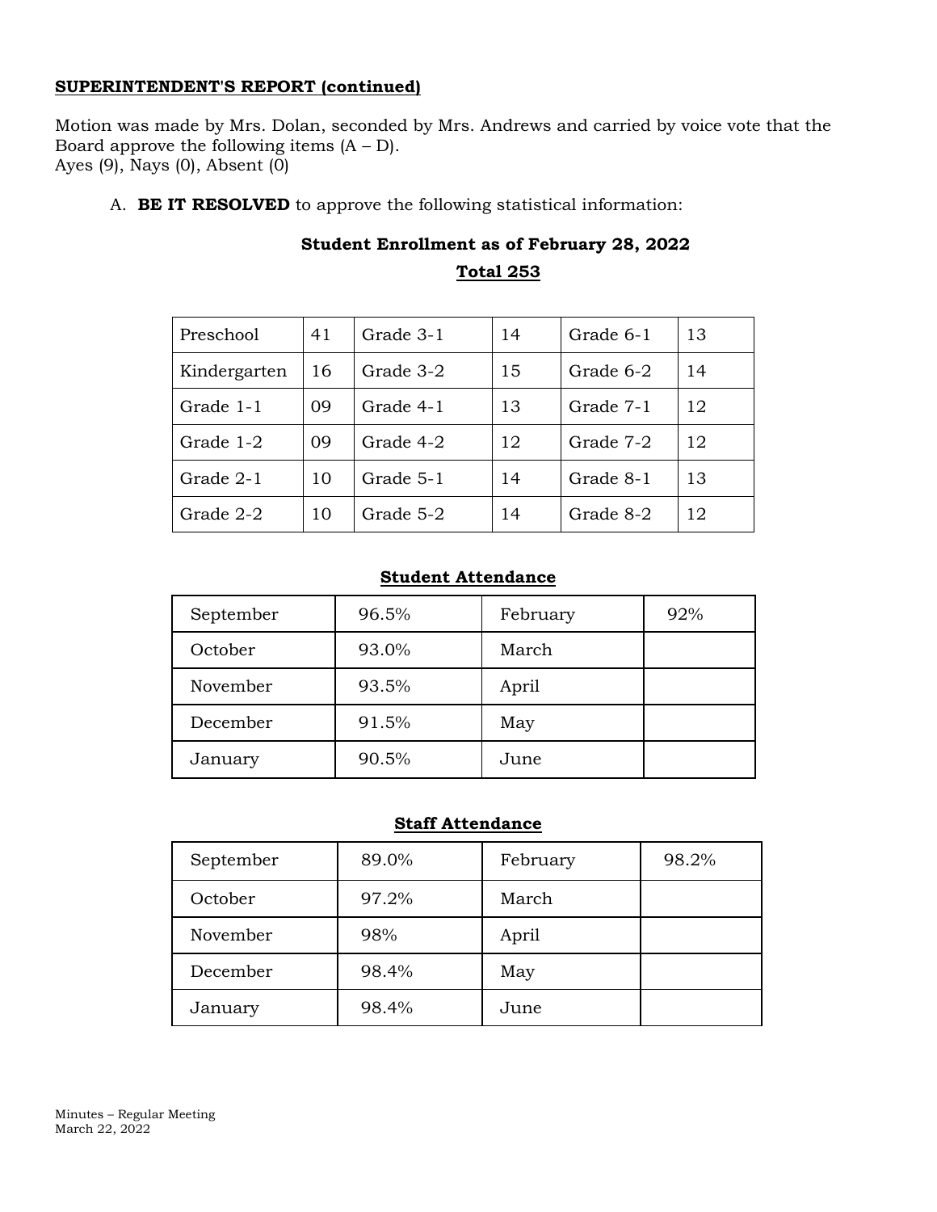**SUPERINTENDENT'S REPORT (continued)**

Motion was made by Mrs. Dolan, seconded by Mrs. Andrews and carried by voice vote that the Board approve the following items (A – D).
Ayes (9), Nays (0), Absent (0)

A. **BE IT RESOLVED** to approve the following statistical information:

**Student Enrollment as of February 28, 2022**

**Total 253**

| | | | | | |
|---|---|---|---|---|---|
| Preschool | 41 | Grade 3-1 | 14 | Grade 6-1 | 13 |
| Kindergarten | 16 | Grade 3-2 | 15 | Grade 6-2 | 14 |
| Grade 1-1 | 09 | Grade 4-1 | 13 | Grade 7-1 | 12 |
| Grade 1-2 | 09 | Grade 4-2 | 12 | Grade 7-2 | 12 |
| Grade 2-1 | 10 | Grade 5-1 | 14 | Grade 8-1 | 13 |
| Grade 2-2 | 10 | Grade 5-2 | 14 | Grade 8-2 | 12 |

**Student Attendance**

| | | | |
|---|---|---|---|
| September | 96.5% | February | 92% |
| October | 93.0% | March | |
| November | 93.5% | April | |
| December | 91.5% | May | |
| January | 90.5% | June | |

**Staff Attendance**

| | | | |
|---|---|---|---|
| September | 89.0% | February | 98.2% |
| October | 97.2% | March | |
| November | 98% | April | |
| December | 98.4% | May | |
| January | 98.4% | June | |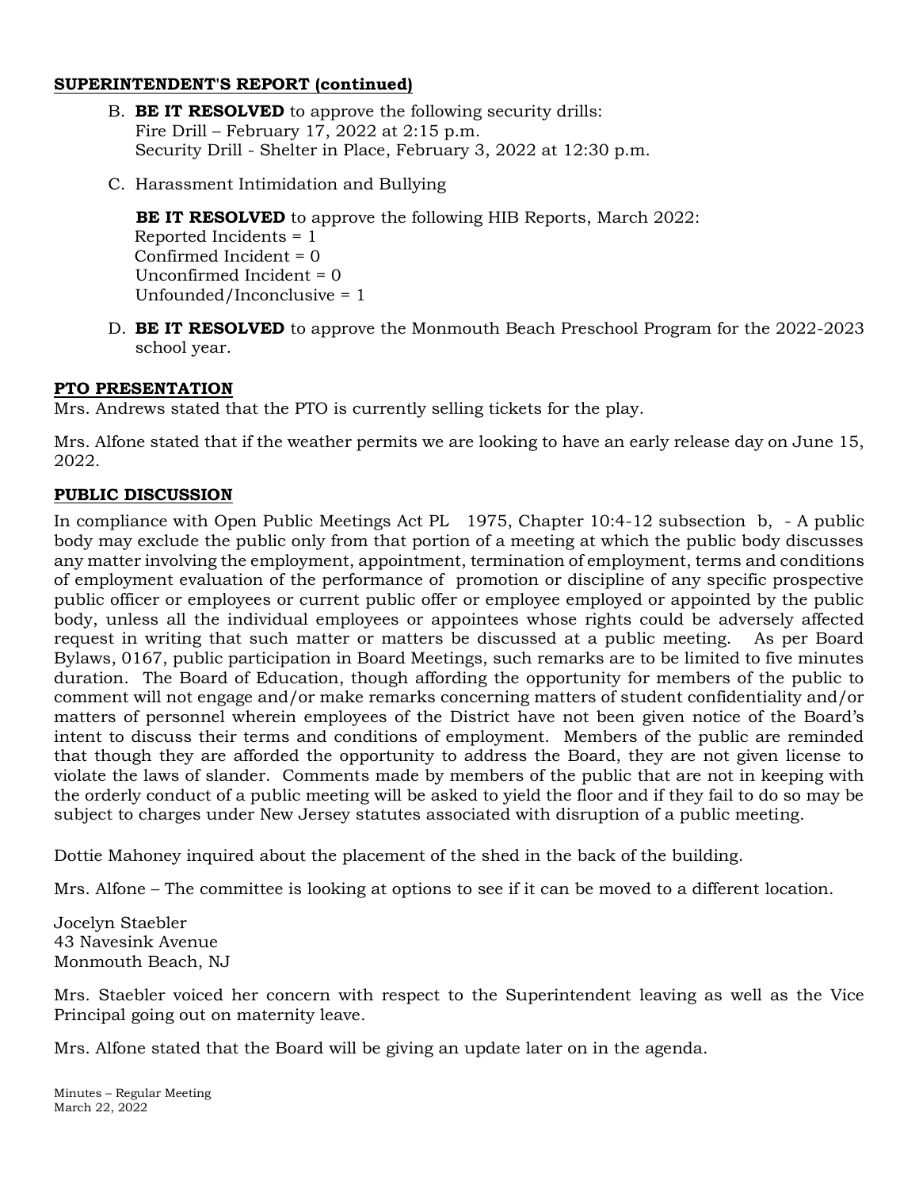**SUPERINTENDENT'S REPORT (continued)**

B. **BE IT RESOLVED** to approve the following security drills:
   Fire Drill – February 17, 2022 at 2:15 p.m.
   Security Drill - Shelter in Place, February 3, 2022 at 12:30 p.m.

C. Harassment Intimidation and Bullying

   **BE IT RESOLVED** to approve the following HIB Reports, March 2022:
   Reported Incidents = 1
   Confirmed Incident = 0
   Unconfirmed Incident = 0
   Unfounded/Inconclusive = 1

D. **BE IT RESOLVED** to approve the Monmouth Beach Preschool Program for the 2022-2023 school year.

**PTO PRESENTATION**

Mrs. Andrews stated that the PTO is currently selling tickets for the play.

Mrs. Alfone stated that if the weather permits we are looking to have an early release day on June 15, 2022.

**PUBLIC DISCUSSION**

In compliance with Open Public Meetings Act PL 1975, Chapter 10:4-12 subsection b, - A public body may exclude the public only from that portion of a meeting at which the public body discusses any matter involving the employment, appointment, termination of employment, terms and conditions of employment evaluation of the performance of promotion or discipline of any specific prospective public officer or employees or current public offer or employee employed or appointed by the public body, unless all the individual employees or appointees whose rights could be adversely affected request in writing that such matter or matters be discussed at a public meeting. As per Board Bylaws, 0167, public participation in Board Meetings, such remarks are to be limited to five minutes duration. The Board of Education, though affording the opportunity for members of the public to comment will not engage and/or make remarks concerning matters of student confidentiality and/or matters of personnel wherein employees of the District have not been given notice of the Board's intent to discuss their terms and conditions of employment. Members of the public are reminded that though they are afforded the opportunity to address the Board, they are not given license to violate the laws of slander. Comments made by members of the public that are not in keeping with the orderly conduct of a public meeting will be asked to yield the floor and if they fail to do so may be subject to charges under New Jersey statutes associated with disruption of a public meeting.

Dottie Mahoney inquired about the placement of the shed in the back of the building.

Mrs. Alfone – The committee is looking at options to see if it can be moved to a different location.

Jocelyn Staebler
43 Navesink Avenue
Monmouth Beach, NJ

Mrs. Staebler voiced her concern with respect to the Superintendent leaving as well as the Vice Principal going out on maternity leave.

Mrs. Alfone stated that the Board will be giving an update later on in the agenda.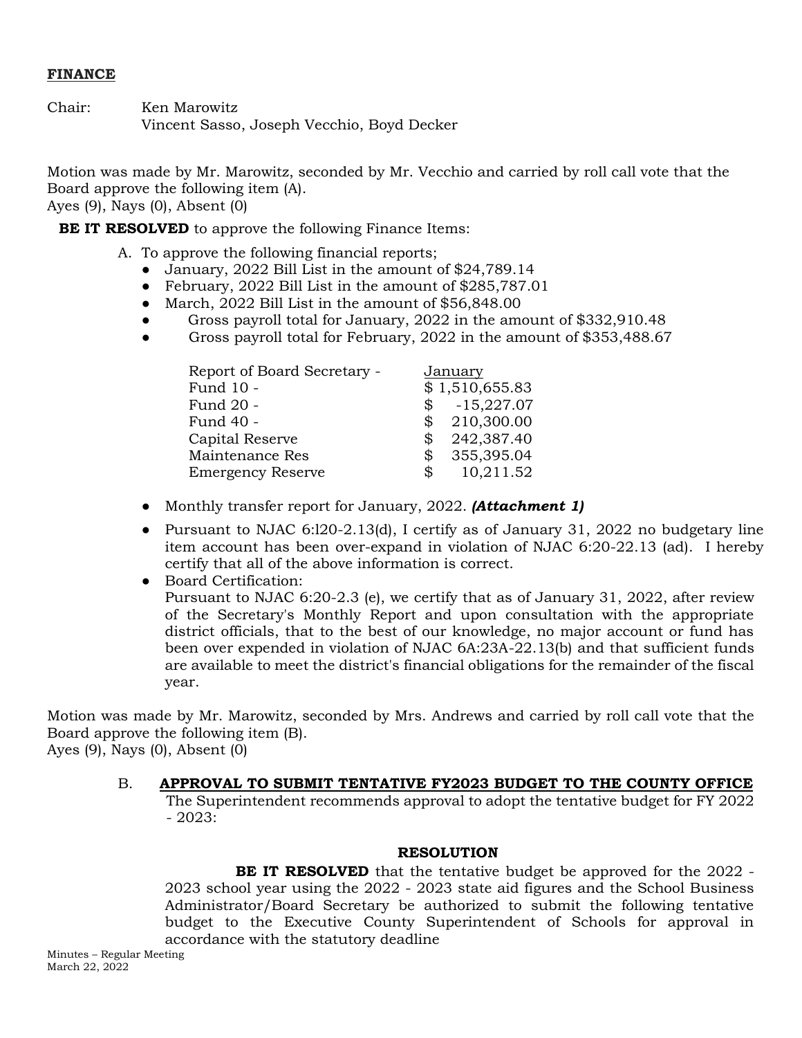**FINANCE**

Chair: Ken Marowitz
Vincent Sasso, Joseph Vecchio, Boyd Decker

Motion was made by Mr. Marowitz, seconded by Mr. Vecchio and carried by roll call vote that the Board approve the following item (A).
Ayes (9), Nays (0), Absent (0)

**BE IT RESOLVED** to approve the following Finance Items:

A. To approve the following financial reports;
   - January, 2022 Bill List in the amount of $24,789.14
   - February, 2022 Bill List in the amount of $285,787.01
   - March, 2022 Bill List in the amount of $56,848.00
   - Gross payroll total for January, 2022 in the amount of $332,910.48
   - Gross payroll total for February, 2022 in the amount of $353,488.67

| Report of Board Secretary - | January |
|---|---|
| Fund 10 - | $ 1,510,655.83 |
| Fund 20 - | $ -15,227.07 |
| Fund 40 - | $ 210,300.00 |
| Capital Reserve | $ 242,387.40 |
| Maintenance Res | $ 355,395.04 |
| Emergency Reserve | $ 10,211.52 |

   - Monthly transfer report for January, 2022. ***(Attachment 1)***
   - Pursuant to NJAC 6:l20-2.13(d), I certify as of January 31, 2022 no budgetary line item account has been over-expand in violation of NJAC 6:20-22.13 (ad). I hereby certify that all of the above information is correct.
   - Board Certification:
     Pursuant to NJAC 6:20-2.3 (e), we certify that as of January 31, 2022, after review of the Secretary's Monthly Report and upon consultation with the appropriate district officials, that to the best of our knowledge, no major account or fund has been over expended in violation of NJAC 6A:23A-22.13(b) and that sufficient funds are available to meet the district's financial obligations for the remainder of the fiscal year.

Motion was made by Mr. Marowitz, seconded by Mrs. Andrews and carried by roll call vote that the Board approve the following item (B).
Ayes (9), Nays (0), Absent (0)

B. **APPROVAL TO SUBMIT TENTATIVE FY2023 BUDGET TO THE COUNTY OFFICE**
The Superintendent recommends approval to adopt the tentative budget for FY 2022 - 2023:

**RESOLUTION**

**BE IT RESOLVED** that the tentative budget be approved for the 2022 - 2023 school year using the 2022 - 2023 state aid figures and the School Business Administrator/Board Secretary be authorized to submit the following tentative budget to the Executive County Superintendent of Schools for approval in accordance with the statutory deadline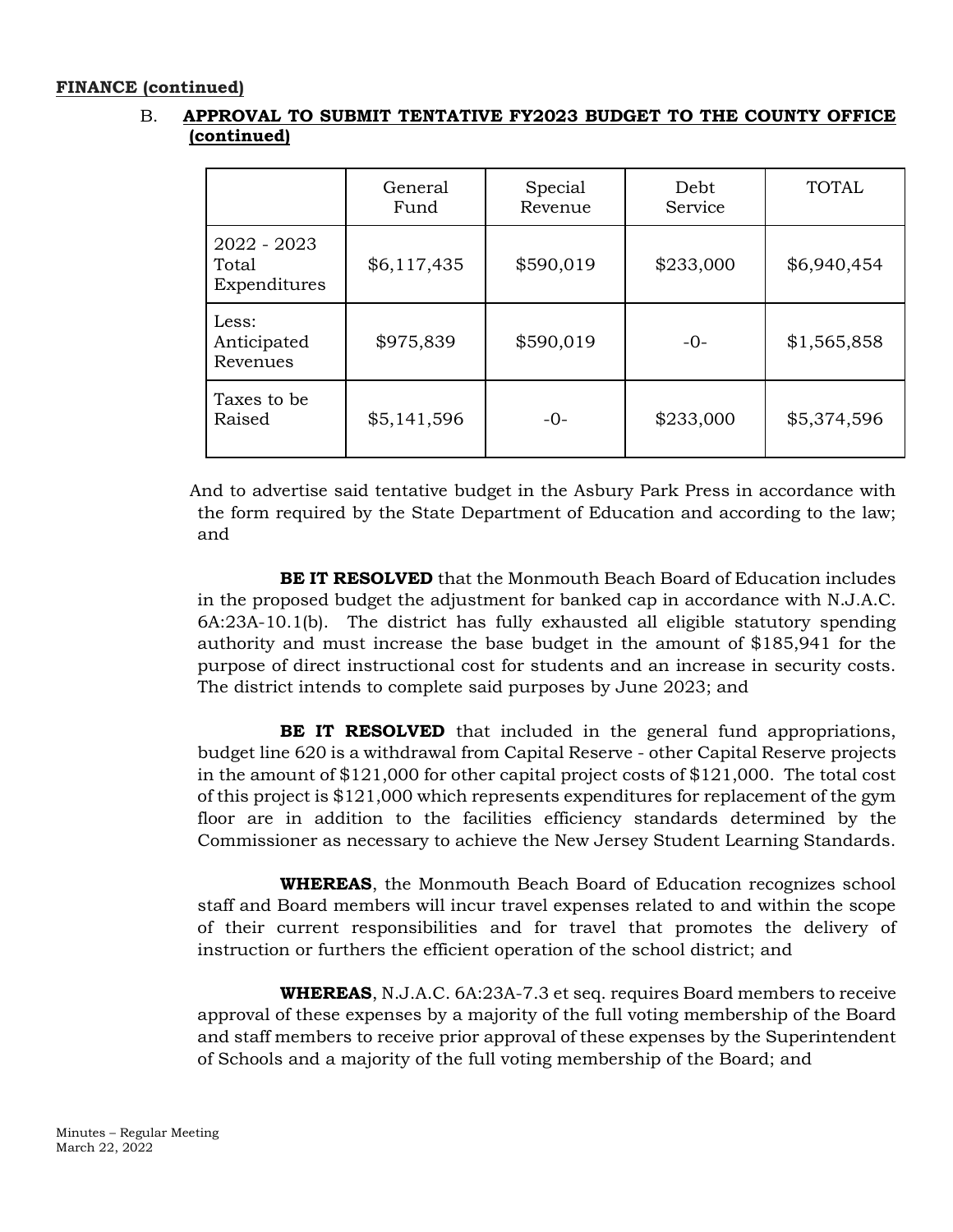**FINANCE (continued)**

B. **APPROVAL TO SUBMIT TENTATIVE FY2023 BUDGET TO THE COUNTY OFFICE (continued)**

| | General Fund | Special Revenue | Debt Service | TOTAL |
|---|---|---|---|---|
| 2022 - 2023 Total Expenditures | $6,117,435 | $590,019 | $233,000 | $6,940,454 |
| Less: Anticipated Revenues | $975,839 | $590,019 | -0- | $1,565,858 |
| Taxes to be Raised | $5,141,596 | -0- | $233,000 | $5,374,596 |

And to advertise said tentative budget in the Asbury Park Press in accordance with the form required by the State Department of Education and according to the law; and

**BE IT RESOLVED** that the Monmouth Beach Board of Education includes in the proposed budget the adjustment for banked cap in accordance with N.J.A.C. 6A:23A-10.1(b). The district has fully exhausted all eligible statutory spending authority and must increase the base budget in the amount of $185,941 for the purpose of direct instructional cost for students and an increase in security costs. The district intends to complete said purposes by June 2023; and

**BE IT RESOLVED** that included in the general fund appropriations, budget line 620 is a withdrawal from Capital Reserve - other Capital Reserve projects in the amount of $121,000 for other capital project costs of $121,000. The total cost of this project is $121,000 which represents expenditures for replacement of the gym floor are in addition to the facilities efficiency standards determined by the Commissioner as necessary to achieve the New Jersey Student Learning Standards.

**WHEREAS**, the Monmouth Beach Board of Education recognizes school staff and Board members will incur travel expenses related to and within the scope of their current responsibilities and for travel that promotes the delivery of instruction or furthers the efficient operation of the school district; and

**WHEREAS**, N.J.A.C. 6A:23A-7.3 et seq. requires Board members to receive approval of these expenses by a majority of the full voting membership of the Board and staff members to receive prior approval of these expenses by the Superintendent of Schools and a majority of the full voting membership of the Board; and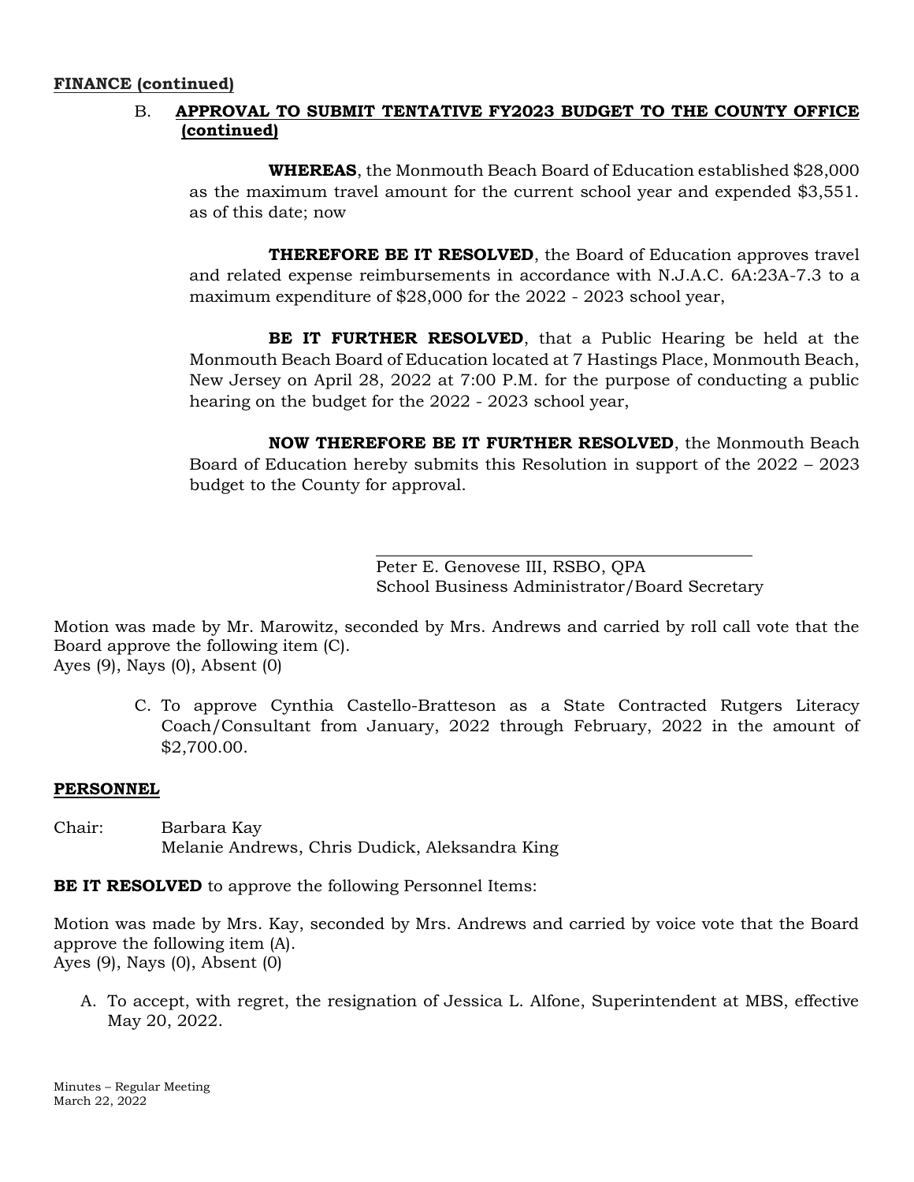**FINANCE (continued)**

B. **APPROVAL TO SUBMIT TENTATIVE FY2023 BUDGET TO THE COUNTY OFFICE (continued)**

**WHEREAS**, the Monmouth Beach Board of Education established $28,000 as the maximum travel amount for the current school year and expended $3,551. as of this date; now

**THEREFORE BE IT RESOLVED**, the Board of Education approves travel and related expense reimbursements in accordance with N.J.A.C. 6A:23A-7.3 to a maximum expenditure of $28,000 for the 2022 - 2023 school year,

**BE IT FURTHER RESOLVED**, that a Public Hearing be held at the Monmouth Beach Board of Education located at 7 Hastings Place, Monmouth Beach, New Jersey on April 28, 2022 at 7:00 P.M. for the purpose of conducting a public hearing on the budget for the 2022 - 2023 school year,

**NOW THEREFORE BE IT FURTHER RESOLVED**, the Monmouth Beach Board of Education hereby submits this Resolution in support of the 2022 – 2023 budget to the County for approval.

Peter E. Genovese III, RSBO, QPA
School Business Administrator/Board Secretary

Motion was made by Mr. Marowitz, seconded by Mrs. Andrews and carried by roll call vote that the Board approve the following item (C).
Ayes (9), Nays (0), Absent (0)

C. To approve Cynthia Castello-Bratteson as a State Contracted Rutgers Literacy Coach/Consultant from January, 2022 through February, 2022 in the amount of $2,700.00.

**PERSONNEL**

Chair: Barbara Kay
Melanie Andrews, Chris Dudick, Aleksandra King

**BE IT RESOLVED** to approve the following Personnel Items:

Motion was made by Mrs. Kay, seconded by Mrs. Andrews and carried by voice vote that the Board approve the following item (A).
Ayes (9), Nays (0), Absent (0)

A. To accept, with regret, the resignation of Jessica L. Alfone, Superintendent at MBS, effective May 20, 2022.

Minutes – Regular Meeting
March 22, 2022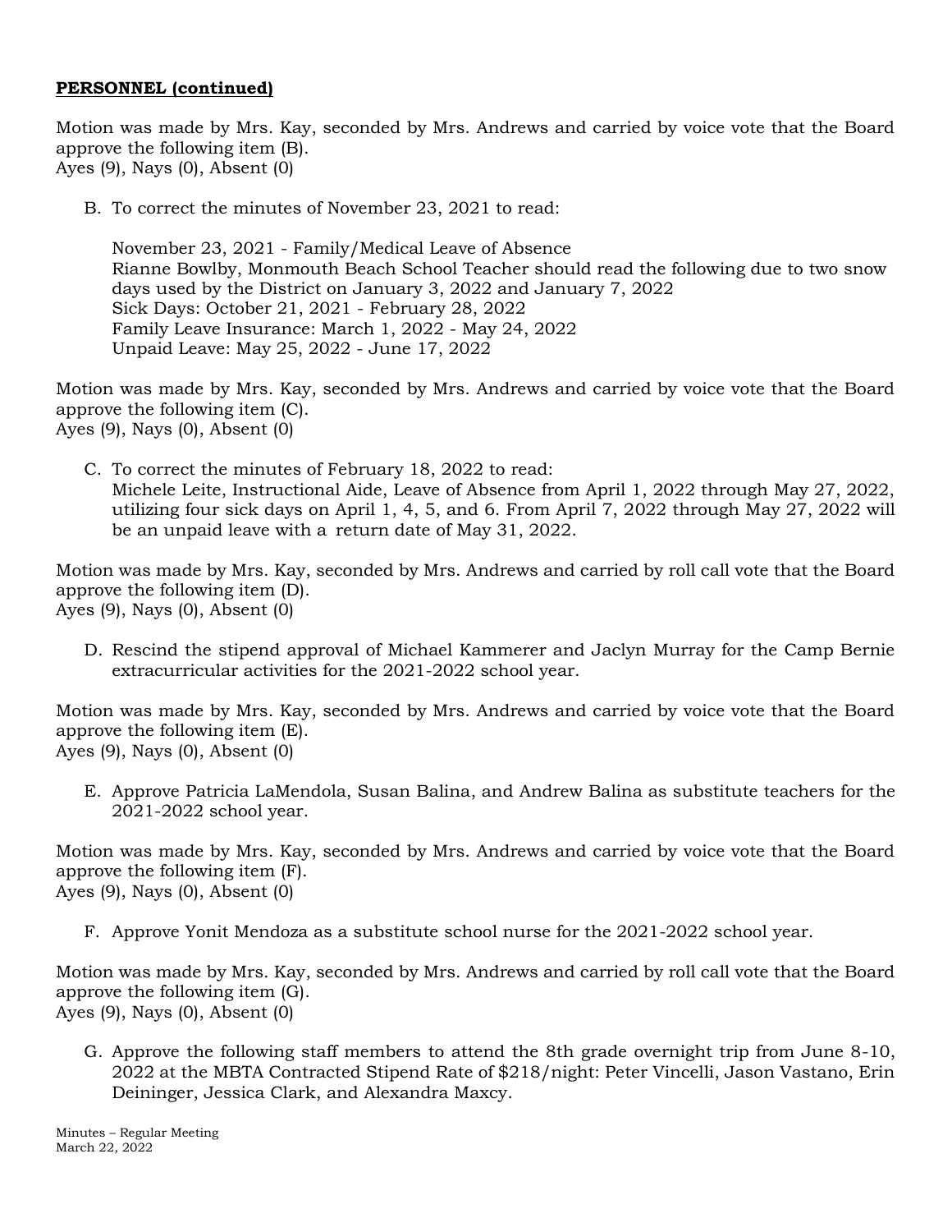**PERSONNEL (continued)**

Motion was made by Mrs. Kay, seconded by Mrs. Andrews and carried by voice vote that the Board approve the following item (B).
Ayes (9), Nays (0), Absent (0)

B. To correct the minutes of November 23, 2021 to read:

   November 23, 2021 - Family/Medical Leave of Absence
   Rianne Bowlby, Monmouth Beach School Teacher should read the following due to two snow days used by the District on January 3, 2022 and January 7, 2022
   Sick Days: October 21, 2021 - February 28, 2022
   Family Leave Insurance: March 1, 2022 - May 24, 2022
   Unpaid Leave: May 25, 2022 - June 17, 2022

Motion was made by Mrs. Kay, seconded by Mrs. Andrews and carried by voice vote that the Board approve the following item (C).
Ayes (9), Nays (0), Absent (0)

C. To correct the minutes of February 18, 2022 to read:
   Michele Leite, Instructional Aide, Leave of Absence from April 1, 2022 through May 27, 2022, utilizing four sick days on April 1, 4, 5, and 6. From April 7, 2022 through May 27, 2022 will be an unpaid leave with a return date of May 31, 2022.

Motion was made by Mrs. Kay, seconded by Mrs. Andrews and carried by roll call vote that the Board approve the following item (D).
Ayes (9), Nays (0), Absent (0)

D. Rescind the stipend approval of Michael Kammerer and Jaclyn Murray for the Camp Bernie extracurricular activities for the 2021-2022 school year.

Motion was made by Mrs. Kay, seconded by Mrs. Andrews and carried by voice vote that the Board approve the following item (E).
Ayes (9), Nays (0), Absent (0)

E. Approve Patricia LaMendola, Susan Balina, and Andrew Balina as substitute teachers for the 2021-2022 school year.

Motion was made by Mrs. Kay, seconded by Mrs. Andrews and carried by voice vote that the Board approve the following item (F).
Ayes (9), Nays (0), Absent (0)

F. Approve Yonit Mendoza as a substitute school nurse for the 2021-2022 school year.

Motion was made by Mrs. Kay, seconded by Mrs. Andrews and carried by roll call vote that the Board approve the following item (G).
Ayes (9), Nays (0), Absent (0)

G. Approve the following staff members to attend the 8th grade overnight trip from June 8-10, 2022 at the MBTA Contracted Stipend Rate of $218/night: Peter Vincelli, Jason Vastano, Erin Deininger, Jessica Clark, and Alexandra Maxcy.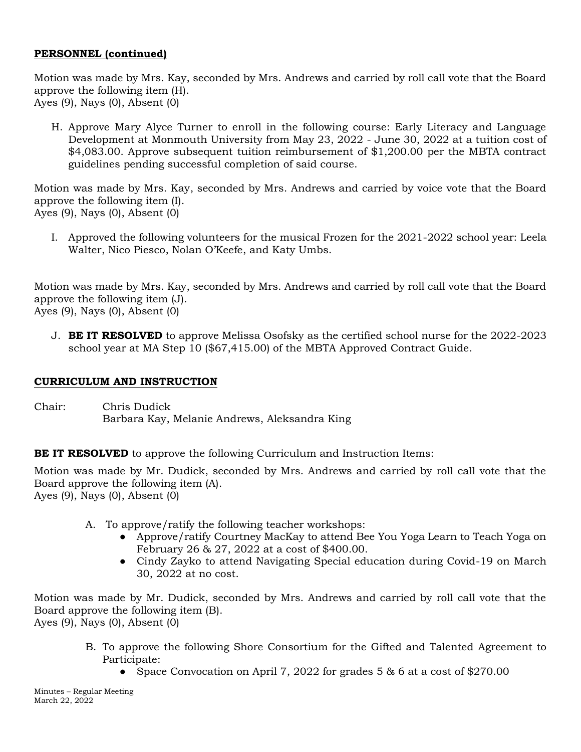**PERSONNEL (continued)**

Motion was made by Mrs. Kay, seconded by Mrs. Andrews and carried by roll call vote that the Board approve the following item (H).
Ayes (9), Nays (0), Absent (0)

H. Approve Mary Alyce Turner to enroll in the following course: Early Literacy and Language Development at Monmouth University from May 23, 2022 - June 30, 2022 at a tuition cost of $4,083.00. Approve subsequent tuition reimbursement of $1,200.00 per the MBTA contract guidelines pending successful completion of said course.

Motion was made by Mrs. Kay, seconded by Mrs. Andrews and carried by voice vote that the Board approve the following item (I).
Ayes (9), Nays (0), Absent (0)

I. Approved the following volunteers for the musical Frozen for the 2021-2022 school year: Leela Walter, Nico Piesco, Nolan O'Keefe, and Katy Umbs.

Motion was made by Mrs. Kay, seconded by Mrs. Andrews and carried by roll call vote that the Board approve the following item (J).
Ayes (9), Nays (0), Absent (0)

J. **BE IT RESOLVED** to approve Melissa Osofsky as the certified school nurse for the 2022-2023 school year at MA Step 10 ($67,415.00) of the MBTA Approved Contract Guide.

**CURRICULUM AND INSTRUCTION**

Chair: Chris Dudick
Barbara Kay, Melanie Andrews, Aleksandra King

**BE IT RESOLVED** to approve the following Curriculum and Instruction Items:

Motion was made by Mr. Dudick, seconded by Mrs. Andrews and carried by roll call vote that the Board approve the following item (A).
Ayes (9), Nays (0), Absent (0)

A. To approve/ratify the following teacher workshops:
   - Approve/ratify Courtney MacKay to attend Bee You Yoga Learn to Teach Yoga on February 26 & 27, 2022 at a cost of $400.00.
   - Cindy Zayko to attend Navigating Special education during Covid-19 on March 30, 2022 at no cost.

Motion was made by Mr. Dudick, seconded by Mrs. Andrews and carried by roll call vote that the Board approve the following item (B).
Ayes (9), Nays (0), Absent (0)

B. To approve the following Shore Consortium for the Gifted and Talented Agreement to Participate:
   - Space Convocation on April 7, 2022 for grades 5 & 6 at a cost of $270.00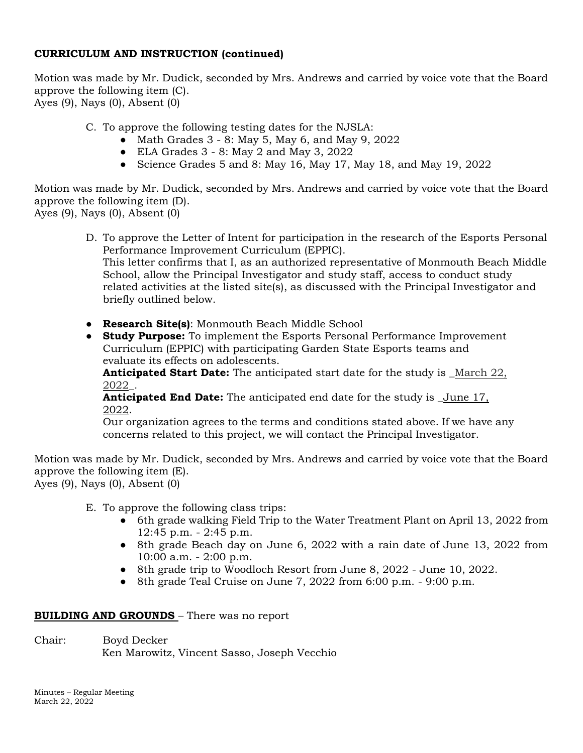**CURRICULUM AND INSTRUCTION (continued)**

Motion was made by Mr. Dudick, seconded by Mrs. Andrews and carried by voice vote that the Board approve the following item (C).
Ayes (9), Nays (0), Absent (0)

C. To approve the following testing dates for the NJSLA:
   - Math Grades 3 - 8: May 5, May 6, and May 9, 2022
   - ELA Grades 3 - 8: May 2 and May 3, 2022
   - Science Grades 5 and 8: May 16, May 17, May 18, and May 19, 2022

Motion was made by Mr. Dudick, seconded by Mrs. Andrews and carried by voice vote that the Board approve the following item (D).
Ayes (9), Nays (0), Absent (0)

D. To approve the Letter of Intent for participation in the research of the Esports Personal Performance Improvement Curriculum (EPPIC).
   This letter confirms that I, as an authorized representative of Monmouth Beach Middle School, allow the Principal Investigator and study staff, access to conduct study related activities at the listed site(s), as discussed with the Principal Investigator and briefly outlined below.

- **Research Site(s)**: Monmouth Beach Middle School
- **Study Purpose:** To implement the Esports Personal Performance Improvement Curriculum (EPPIC) with participating Garden State Esports teams and evaluate its effects on adolescents.
  **Anticipated Start Date:** The anticipated start date for the study is _March 22, 2022_.
  **Anticipated End Date:** The anticipated end date for the study is _June 17, 2022.
  Our organization agrees to the terms and conditions stated above. If we have any concerns related to this project, we will contact the Principal Investigator.

Motion was made by Mr. Dudick, seconded by Mrs. Andrews and carried by voice vote that the Board approve the following item (E).
Ayes (9), Nays (0), Absent (0)

E. To approve the following class trips:
   - 6th grade walking Field Trip to the Water Treatment Plant on April 13, 2022 from 12:45 p.m. - 2:45 p.m.
   - 8th grade Beach day on June 6, 2022 with a rain date of June 13, 2022 from 10:00 a.m. - 2:00 p.m.
   - 8th grade trip to Woodloch Resort from June 8, 2022 - June 10, 2022.
   - 8th grade Teal Cruise on June 7, 2022 from 6:00 p.m. - 9:00 p.m.

**BUILDING AND GROUNDS** – There was no report

Chair: Boyd Decker
Ken Marowitz, Vincent Sasso, Joseph Vecchio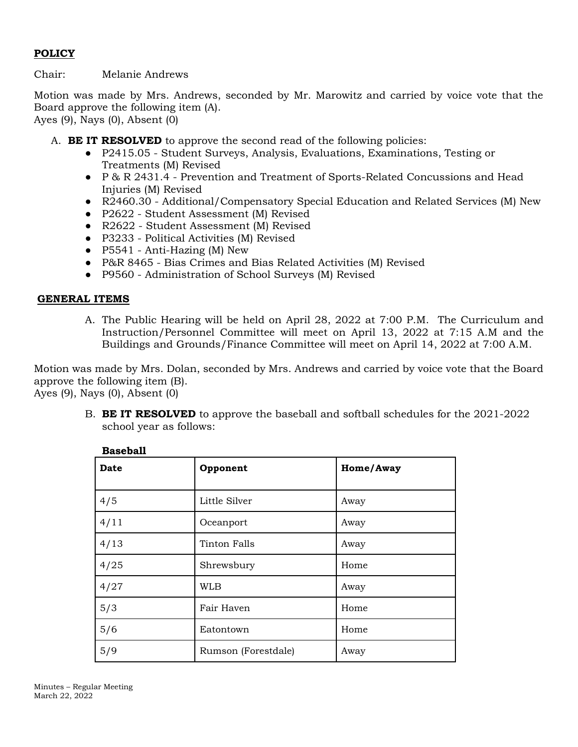**POLICY**

Chair: Melanie Andrews

Motion was made by Mrs. Andrews, seconded by Mr. Marowitz and carried by voice vote that the Board approve the following item (A).
Ayes (9), Nays (0), Absent (0)

A. **BE IT RESOLVED** to approve the second read of the following policies:
   - P2415.05 - Student Surveys, Analysis, Evaluations, Examinations, Testing or Treatments (M) Revised
   - P & R 2431.4 - Prevention and Treatment of Sports-Related Concussions and Head Injuries (M) Revised
   - R2460.30 - Additional/Compensatory Special Education and Related Services (M) New
   - P2622 - Student Assessment (M) Revised
   - R2622 - Student Assessment (M) Revised
   - P3233 - Political Activities (M) Revised
   - P5541 - Anti-Hazing (M) New
   - P&R 8465 - Bias Crimes and Bias Related Activities (M) Revised
   - P9560 - Administration of School Surveys (M) Revised

**GENERAL ITEMS**

A. The Public Hearing will be held on April 28, 2022 at 7:00 P.M. The Curriculum and Instruction/Personnel Committee will meet on April 13, 2022 at 7:15 A.M and the Buildings and Grounds/Finance Committee will meet on April 14, 2022 at 7:00 A.M.

Motion was made by Mrs. Dolan, seconded by Mrs. Andrews and carried by voice vote that the Board approve the following item (B).
Ayes (9), Nays (0), Absent (0)

B. **BE IT RESOLVED** to approve the baseball and softball schedules for the 2021-2022 school year as follows:

**Baseball**

| Date | Opponent | Home/Away |
|---|---|---|
| 4/5 | Little Silver | Away |
| 4/11 | Oceanport | Away |
| 4/13 | Tinton Falls | Away |
| 4/25 | Shrewsbury | Home |
| 4/27 | WLB | Away |
| 5/3 | Fair Haven | Home |
| 5/6 | Eatontown | Home |
| 5/9 | Rumson (Forestdale) | Away |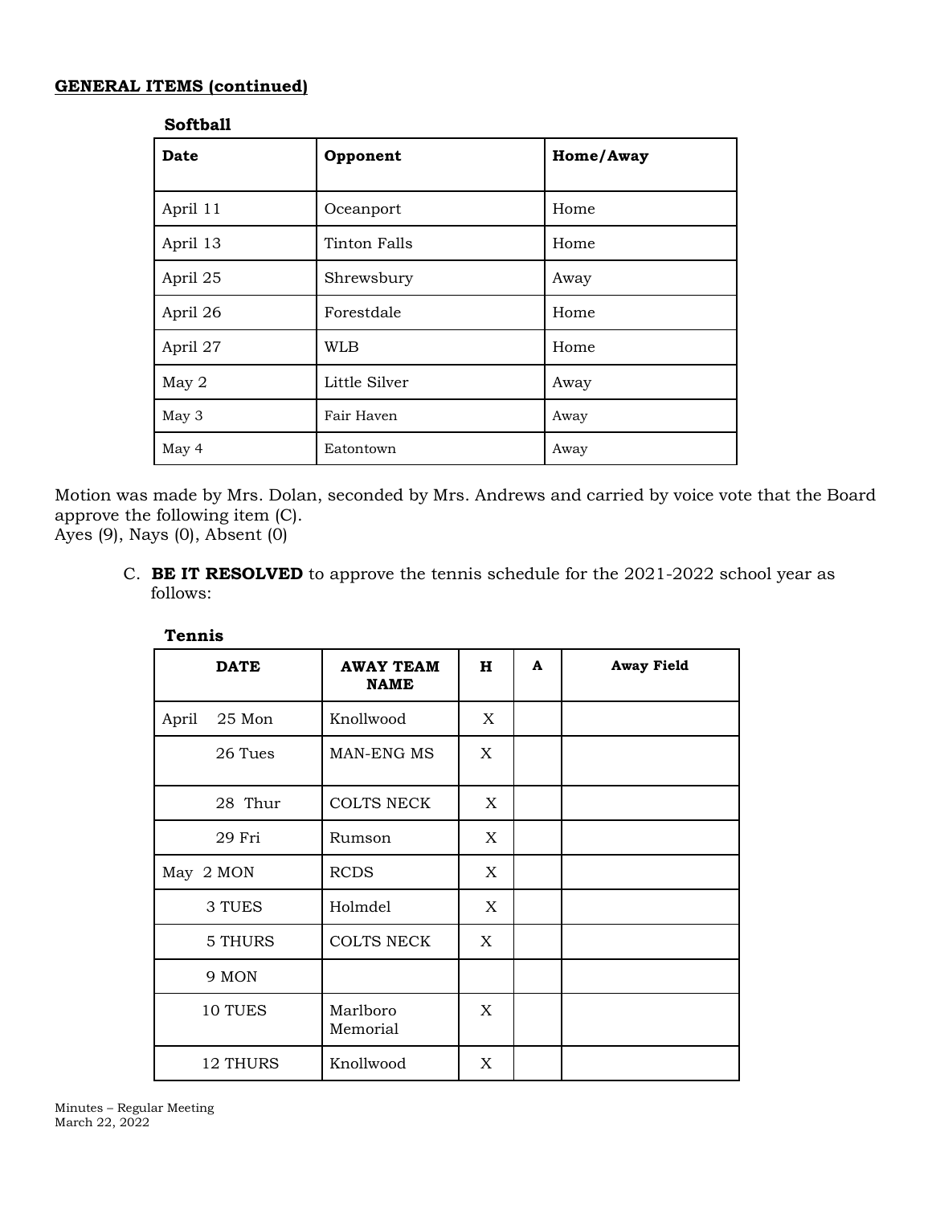**GENERAL ITEMS (continued)**

**Softball**

| Date | Opponent | Home/Away |
|---|---|---|
| April 11 | Oceanport | Home |
| April 13 | Tinton Falls | Home |
| April 25 | Shrewsbury | Away |
| April 26 | Forestdale | Home |
| April 27 | WLB | Home |
| May 2 | Little Silver | Away |
| May 3 | Fair Haven | Away |
| May 4 | Eatontown | Away |

Motion was made by Mrs. Dolan, seconded by Mrs. Andrews and carried by voice vote that the Board approve the following item (C).
Ayes (9), Nays (0), Absent (0)

C. **BE IT RESOLVED** to approve the tennis schedule for the 2021-2022 school year as follows:

**Tennis**

| DATE | AWAY TEAM NAME | H | A | Away Field |
|---|---|---|---|---|
| April 25 Mon | Knollwood | X | | |
| 26 Tues | MAN-ENG MS | X | | |
| 28 Thur | COLTS NECK | X | | |
| 29 Fri | Rumson | X | | |
| May 2 MON | RCDS | X | | |
| 3 TUES | Holmdel | X | | |
| 5 THURS | COLTS NECK | X | | |
| 9 MON | | | | |
| 10 TUES | Marlboro Memorial | X | | |
| 12 THURS | Knollwood | X | | |

Minutes – Regular Meeting
March 22, 2022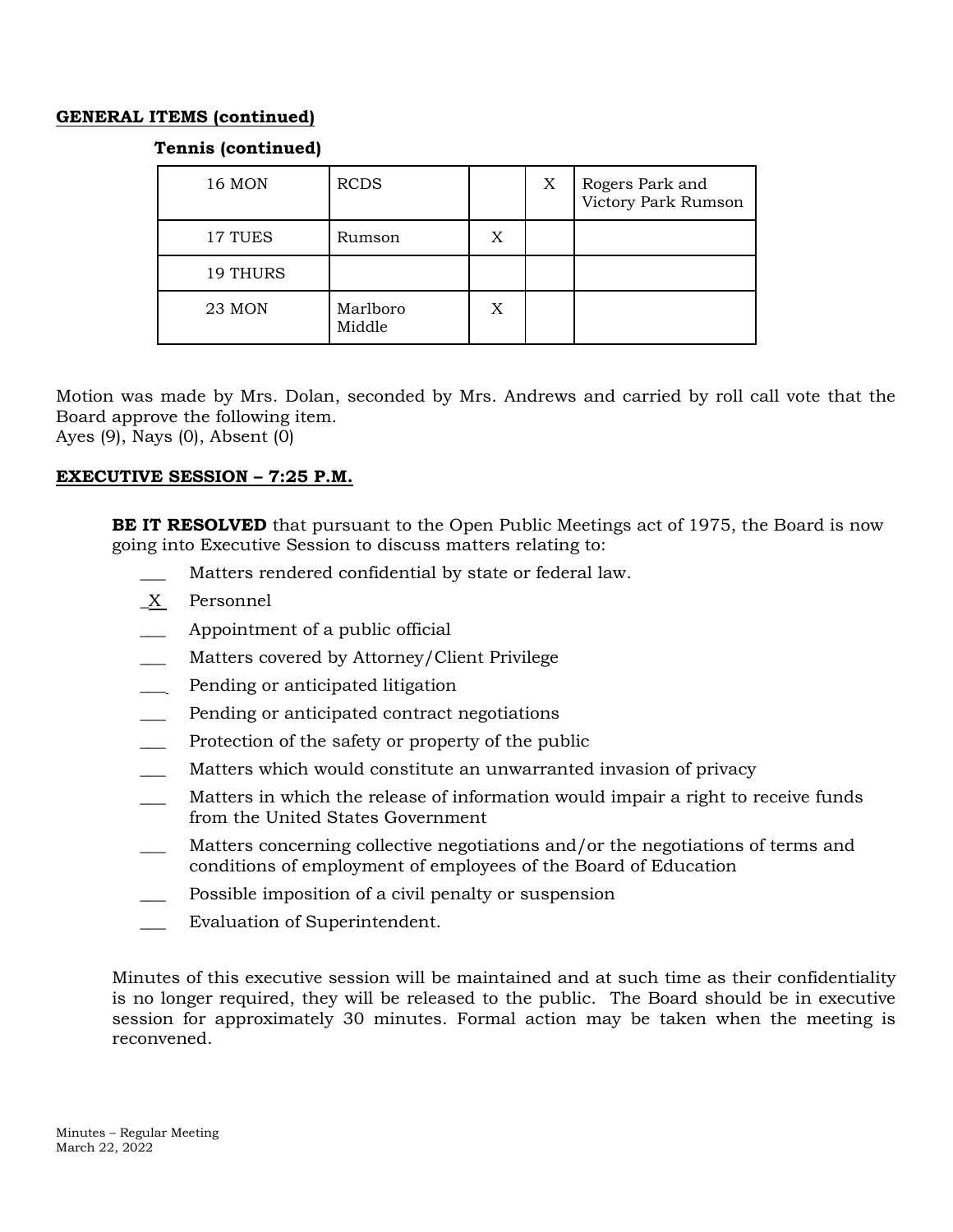**GENERAL ITEMS (continued)**

**Tennis (continued)**

| | | | | |
|---|---|---|---|---|
| 16 MON | RCDS | | X | Rogers Park and Victory Park Rumson |
| 17 TUES | Rumson | X | | |
| 19 THURS | | | | |
| 23 MON | Marlboro Middle | X | | |

Motion was made by Mrs. Dolan, seconded by Mrs. Andrews and carried by roll call vote that the Board approve the following item.
Ayes (9), Nays (0), Absent (0)

**EXECUTIVE SESSION – 7:25 P.M.**

**BE IT RESOLVED** that pursuant to the Open Public Meetings act of 1975, the Board is now going into Executive Session to discuss matters relating to:

- ___ Matters rendered confidential by state or federal law.
- _X_ Personnel
- ___ Appointment of a public official
- ___ Matters covered by Attorney/Client Privilege
- ___ Pending or anticipated litigation
- ___ Pending or anticipated contract negotiations
- ___ Protection of the safety or property of the public
- ___ Matters which would constitute an unwarranted invasion of privacy
- ___ Matters in which the release of information would impair a right to receive funds from the United States Government
- ___ Matters concerning collective negotiations and/or the negotiations of terms and conditions of employment of employees of the Board of Education
- ___ Possible imposition of a civil penalty or suspension
- ___ Evaluation of Superintendent.

Minutes of this executive session will be maintained and at such time as their confidentiality is no longer required, they will be released to the public. The Board should be in executive session for approximately 30 minutes. Formal action may be taken when the meeting is reconvened.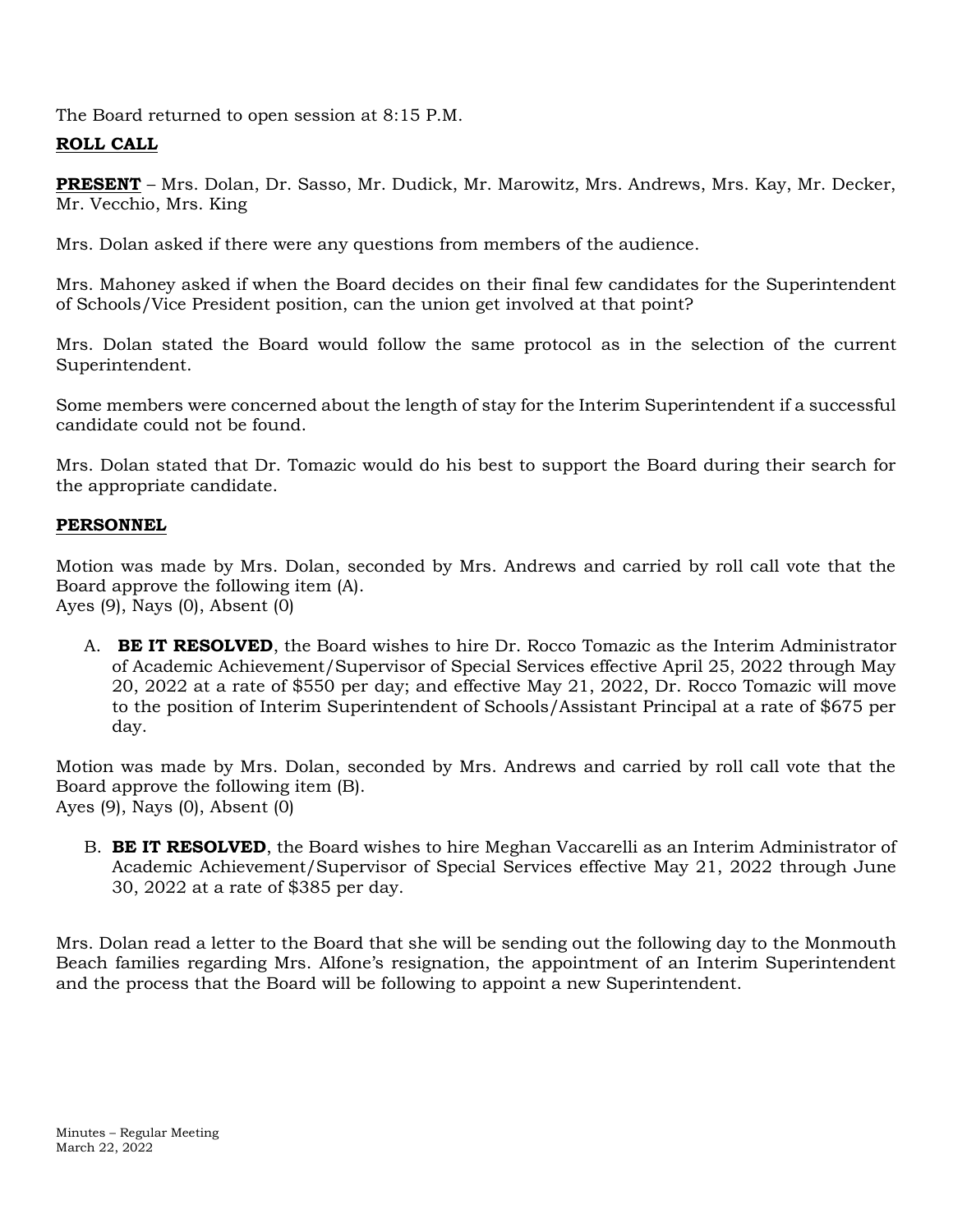The Board returned to open session at 8:15 P.M.

**ROLL CALL**

**PRESENT** – Mrs. Dolan, Dr. Sasso, Mr. Dudick, Mr. Marowitz, Mrs. Andrews, Mrs. Kay, Mr. Decker, Mr. Vecchio, Mrs. King

Mrs. Dolan asked if there were any questions from members of the audience.

Mrs. Mahoney asked if when the Board decides on their final few candidates for the Superintendent of Schools/Vice President position, can the union get involved at that point?

Mrs. Dolan stated the Board would follow the same protocol as in the selection of the current Superintendent.

Some members were concerned about the length of stay for the Interim Superintendent if a successful candidate could not be found.

Mrs. Dolan stated that Dr. Tomazic would do his best to support the Board during their search for the appropriate candidate.

**PERSONNEL**

Motion was made by Mrs. Dolan, seconded by Mrs. Andrews and carried by roll call vote that the Board approve the following item (A).
Ayes (9), Nays (0), Absent (0)

A. **BE IT RESOLVED**, the Board wishes to hire Dr. Rocco Tomazic as the Interim Administrator of Academic Achievement/Supervisor of Special Services effective April 25, 2022 through May 20, 2022 at a rate of $550 per day; and effective May 21, 2022, Dr. Rocco Tomazic will move to the position of Interim Superintendent of Schools/Assistant Principal at a rate of $675 per day.

Motion was made by Mrs. Dolan, seconded by Mrs. Andrews and carried by roll call vote that the Board approve the following item (B).
Ayes (9), Nays (0), Absent (0)

B. **BE IT RESOLVED**, the Board wishes to hire Meghan Vaccarelli as an Interim Administrator of Academic Achievement/Supervisor of Special Services effective May 21, 2022 through June 30, 2022 at a rate of $385 per day.

Mrs. Dolan read a letter to the Board that she will be sending out the following day to the Monmouth Beach families regarding Mrs. Alfone's resignation, the appointment of an Interim Superintendent and the process that the Board will be following to appoint a new Superintendent.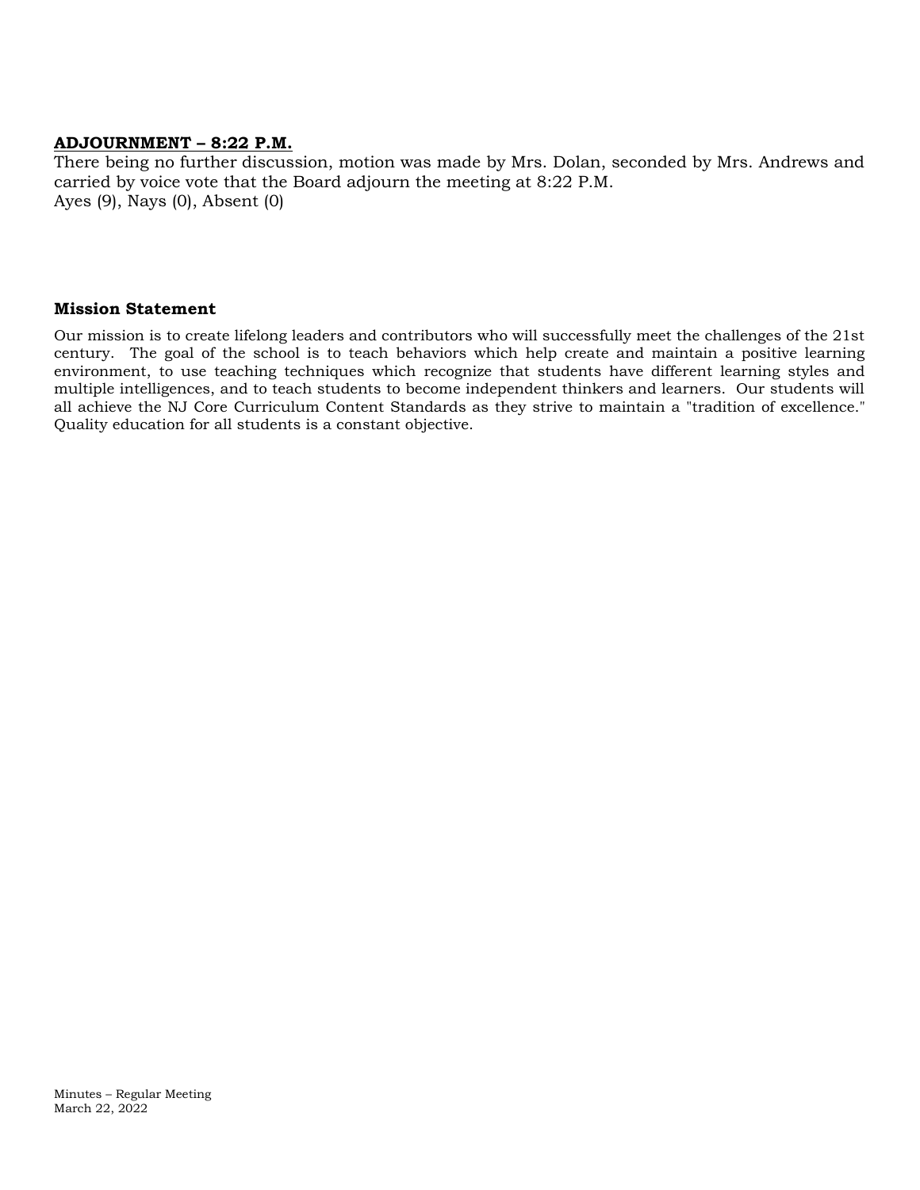**ADJOURNMENT – 8:22 P.M.**

There being no further discussion, motion was made by Mrs. Dolan, seconded by Mrs. Andrews and carried by voice vote that the Board adjourn the meeting at 8:22 P.M.
Ayes (9), Nays (0), Absent (0)

**Mission Statement**

Our mission is to create lifelong leaders and contributors who will successfully meet the challenges of the 21st century. The goal of the school is to teach behaviors which help create and maintain a positive learning environment, to use teaching techniques which recognize that students have different learning styles and multiple intelligences, and to teach students to become independent thinkers and learners. Our students will all achieve the NJ Core Curriculum Content Standards as they strive to maintain a "tradition of excellence." Quality education for all students is a constant objective.